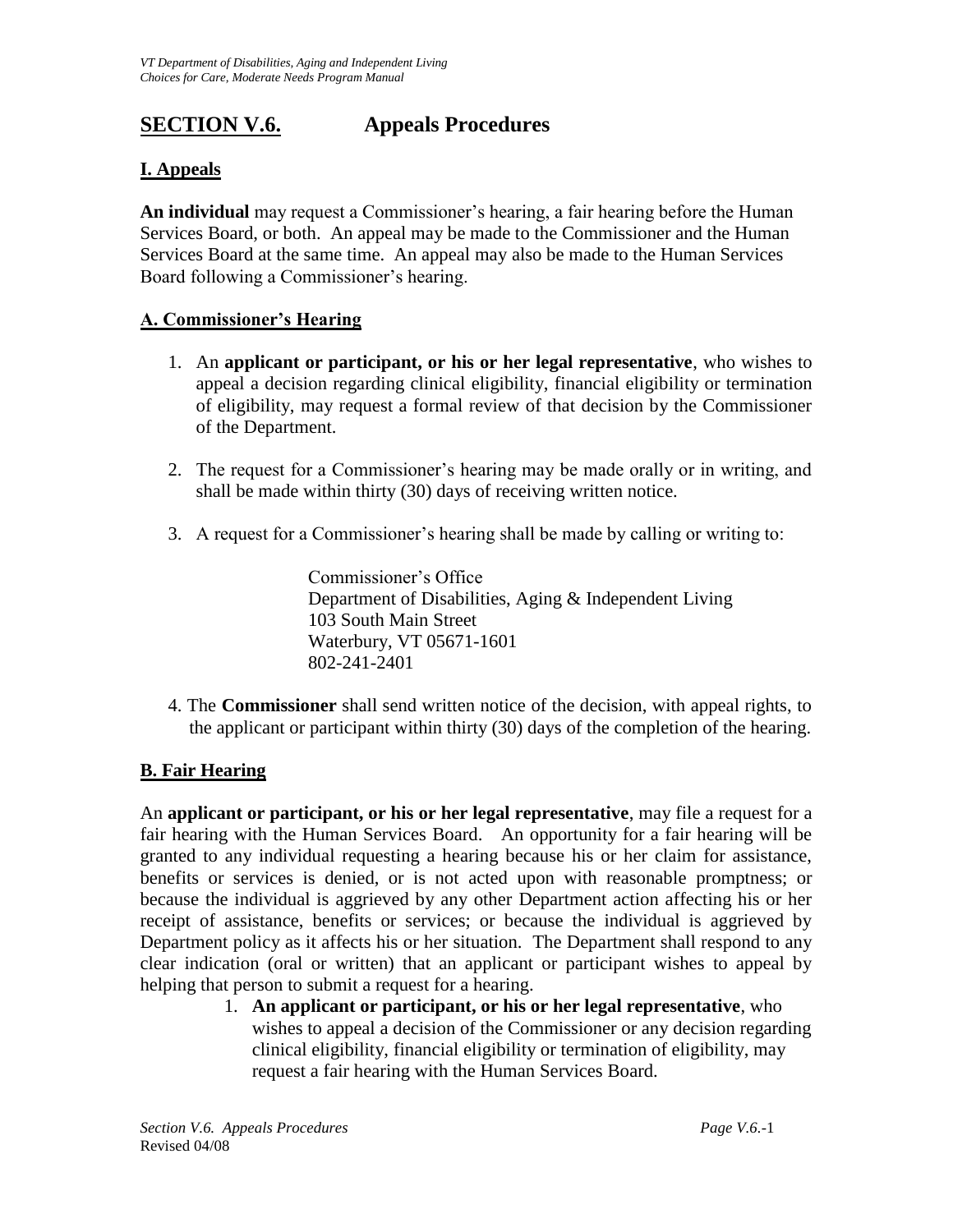# SECTION V.6. Appeals Procedures

## I. Appeals

**An individual** may request a Commissioner's hearing, a fair hearing before the Human Services Board, or both. An appeal may be made to the Commissioner and the Human Services Board at the same time. An appeal may also be made to the Human Services Board following a Commissioner's hearing.

### A. Commissioner's Hearing

1. An **applicant or participant, or his or her legal representative**, who wishes to appeal a decision regarding clinical eligibility, financial eligibility or termination of eligibility, may request a formal review of that decision by the Commissioner of the Department.

2. The request for a Commissioner's hearing may be made orally or in writing, and shall be made within thirty (30) days of receiving written notice.

3. A request for a Commissioner's hearing shall be made by calling or writing to:

   Commissioner's Office
   Department of Disabilities, Aging & Independent Living
   103 South Main Street
   Waterbury, VT 05671-1601
   802-241-2401

4. The **Commissioner** shall send written notice of the decision, with appeal rights, to the applicant or participant within thirty (30) days of the completion of the hearing.

### B. Fair Hearing

An **applicant or participant, or his or her legal representative**, may file a request for a fair hearing with the Human Services Board. An opportunity for a fair hearing will be granted to any individual requesting a hearing because his or her claim for assistance, benefits or services is denied, or is not acted upon with reasonable promptness; or because the individual is aggrieved by any other Department action affecting his or her receipt of assistance, benefits or services; or because the individual is aggrieved by Department policy as it affects his or her situation. The Department shall respond to any clear indication (oral or written) that an applicant or participant wishes to appeal by helping that person to submit a request for a hearing.

1. **An applicant or participant, or his or her legal representative**, who wishes to appeal a decision of the Commissioner or any decision regarding clinical eligibility, financial eligibility or termination of eligibility, may request a fair hearing with the Human Services Board.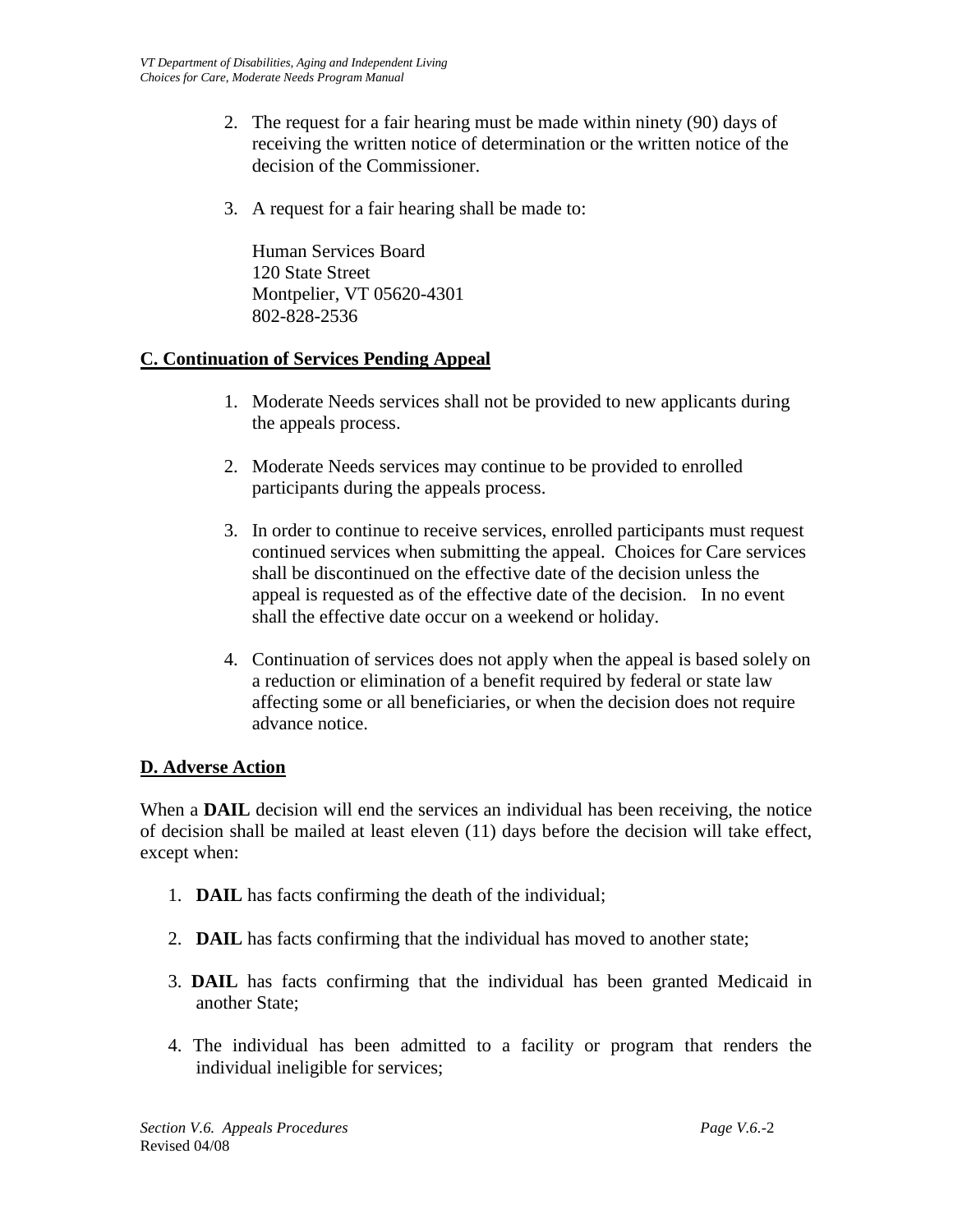2. The request for a fair hearing must be made within ninety (90) days of receiving the written notice of determination or the written notice of the decision of the Commissioner.

3. A request for a fair hearing shall be made to:

   Human Services Board
   120 State Street
   Montpelier, VT 05620-4301
   802-828-2536

## C. Continuation of Services Pending Appeal

1. Moderate Needs services shall not be provided to new applicants during the appeals process.

2. Moderate Needs services may continue to be provided to enrolled participants during the appeals process.

3. In order to continue to receive services, enrolled participants must request continued services when submitting the appeal. Choices for Care services shall be discontinued on the effective date of the decision unless the appeal is requested as of the effective date of the decision. In no event shall the effective date occur on a weekend or holiday.

4. Continuation of services does not apply when the appeal is based solely on a reduction or elimination of a benefit required by federal or state law affecting some or all beneficiaries, or when the decision does not require advance notice.

## D. Adverse Action

When a **DAIL** decision will end the services an individual has been receiving, the notice of decision shall be mailed at least eleven (11) days before the decision will take effect, except when:

1. **DAIL** has facts confirming the death of the individual;

2. **DAIL** has facts confirming that the individual has moved to another state;

3. **DAIL** has facts confirming that the individual has been granted Medicaid in another State;

4. The individual has been admitted to a facility or program that renders the individual ineligible for services;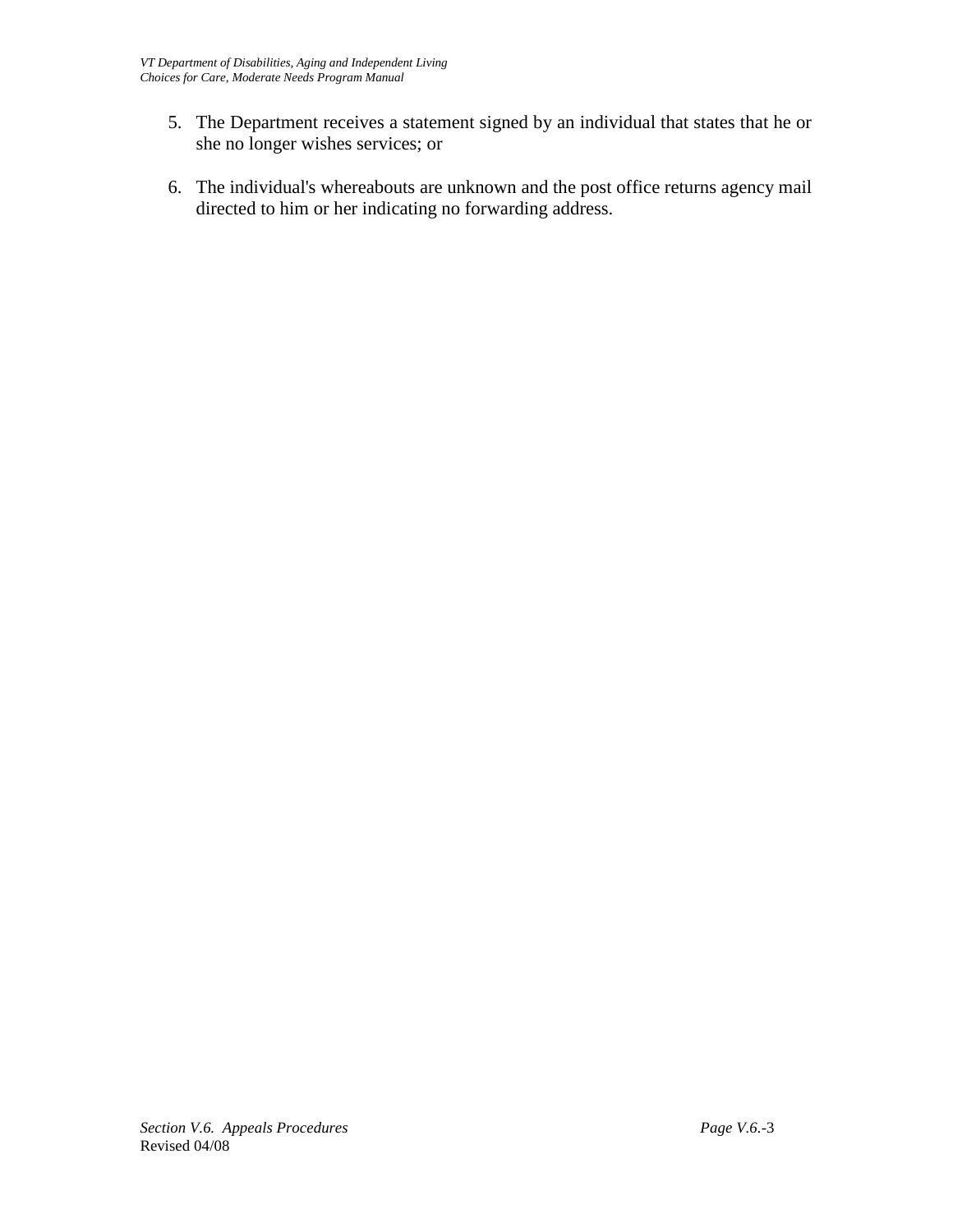5. The Department receives a statement signed by an individual that states that he or she no longer wishes services; or

6. The individual's whereabouts are unknown and the post office returns agency mail directed to him or her indicating no forwarding address.